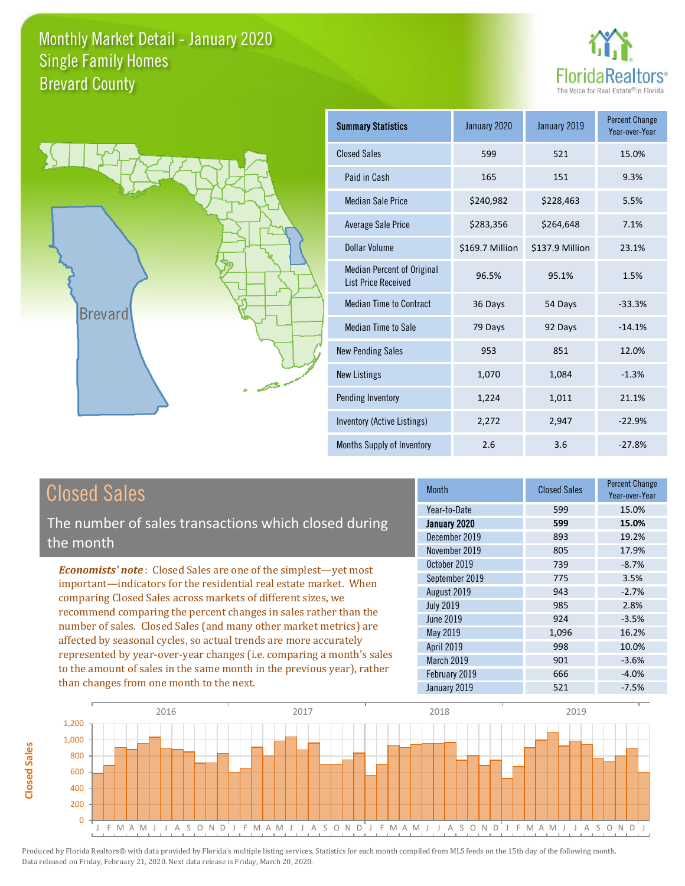# Monthly Market Detail - January 2020
## Single Family Homes
## Brevard County

FloridaRealtors®
The Voice for Real Estate® in Florida

Brevard

| Summary Statistics | January 2020 | January 2019 | Percent Change Year-over-Year |
|---|---|---|---|
| Closed Sales | 599 | 521 | 15.0% |
| Paid in Cash | 165 | 151 | 9.3% |
| Median Sale Price | $240,982 | $228,463 | 5.5% |
| Average Sale Price | $283,356 | $264,648 | 7.1% |
| Dollar Volume | $169.7 Million | $137.9 Million | 23.1% |
| Median Percent of Original List Price Received | 96.5% | 95.1% | 1.5% |
| Median Time to Contract | 36 Days | 54 Days | -33.3% |
| Median Time to Sale | 79 Days | 92 Days | -14.1% |
| New Pending Sales | 953 | 851 | 12.0% |
| New Listings | 1,070 | 1,084 | -1.3% |
| Pending Inventory | 1,224 | 1,011 | 21.1% |
| Inventory (Active Listings) | 2,272 | 2,947 | -22.9% |
| Months Supply of Inventory | 2.6 | 3.6 | -27.8% |

## Closed Sales

The number of sales transactions which closed during the month

*Economists' note*: Closed Sales are one of the simplest—yet most important—indicators for the residential real estate market. When comparing Closed Sales across markets of different sizes, we recommend comparing the percent changes in sales rather than the number of sales. Closed Sales (and many other market metrics) are affected by seasonal cycles, so actual trends are more accurately represented by year-over-year changes (i.e. comparing a month's sales to the amount of sales in the same month in the previous year), rather than changes from one month to the next.

| Month | Closed Sales | Percent Change Year-over-Year |
|---|---|---|
| Year-to-Date | 599 | 15.0% |
| **January 2020** | **599** | **15.0%** |
| December 2019 | 893 | 19.2% |
| November 2019 | 805 | 17.9% |
| October 2019 | 739 | -8.7% |
| September 2019 | 775 | 3.5% |
| August 2019 | 943 | -2.7% |
| July 2019 | 985 | 2.8% |
| June 2019 | 924 | -3.5% |
| May 2019 | 1,096 | 16.2% |
| April 2019 | 998 | 10.0% |
| March 2019 | 901 | -3.6% |
| February 2019 | 666 | -4.0% |
| January 2019 | 521 | -7.5% |

Closed Sales

2016 2017 2018 2019

1,200
1,000
800
600
400
200
0

J F M A M J J A S O N D J F M A M J J A S O N D J F M A M J J A S O N D J F M A M J J A S O N D J

Produced by Florida Realtors® with data provided by Florida's multiple listing services. Statistics for each month compiled from MLS feeds on the 15th day of the following month. Data released on Friday, February 21, 2020. Next data release is Friday, March 20, 2020.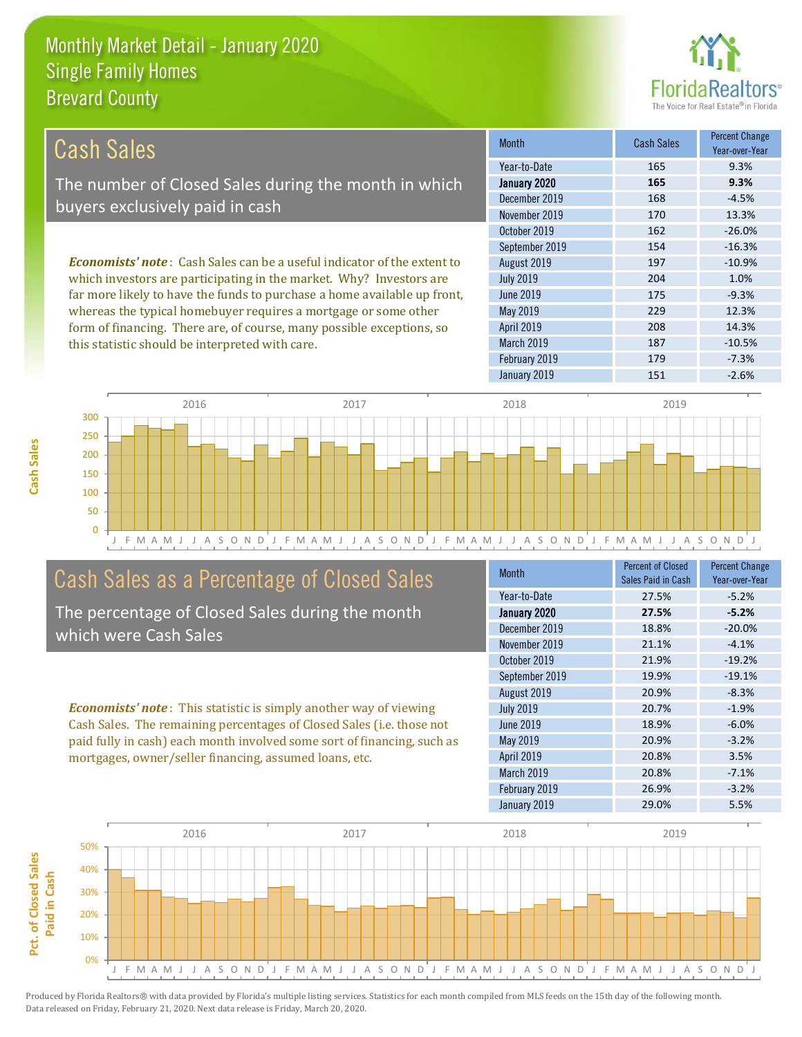Monthly Market Detail - January 2020
Single Family Homes
Brevard County

## Cash Sales

The number of Closed Sales during the month in which buyers exclusively paid in cash

***Economists' note***: Cash Sales can be a useful indicator of the extent to which investors are participating in the market. Why? Investors are far more likely to have the funds to purchase a home available up front, whereas the typical homebuyer requires a mortgage or some other form of financing. There are, of course, many possible exceptions, so this statistic should be interpreted with care.

| Month | Cash Sales | Percent Change Year-over-Year |
|---|---|---|
| Year-to-Date | 165 | 9.3% |
| **January 2020** | **165** | **9.3%** |
| December 2019 | 168 | -4.5% |
| November 2019 | 170 | 13.3% |
| October 2019 | 162 | -26.0% |
| September 2019 | 154 | -16.3% |
| August 2019 | 197 | -10.9% |
| July 2019 | 204 | 1.0% |
| June 2019 | 175 | -9.3% |
| May 2019 | 229 | 12.3% |
| April 2019 | 208 | 14.3% |
| March 2019 | 187 | -10.5% |
| February 2019 | 179 | -7.3% |
| January 2019 | 151 | -2.6% |

Cash Sales
2016 2017 2018 2019
300
250
200
150
100
50
0
J F M A M J J A S O N D J F M A M J J A S O N D J F M A M J J A S O N D J F M A M J J A S O N D J

## Cash Sales as a Percentage of Closed Sales

The percentage of Closed Sales during the month which were Cash Sales

***Economists' note***: This statistic is simply another way of viewing Cash Sales. The remaining percentages of Closed Sales (i.e. those not paid fully in cash) each month involved some sort of financing, such as mortgages, owner/seller financing, assumed loans, etc.

| Month | Percent of Closed Sales Paid in Cash | Percent Change Year-over-Year |
|---|---|---|
| Year-to-Date | 27.5% | -5.2% |
| **January 2020** | **27.5%** | **-5.2%** |
| December 2019 | 18.8% | -20.0% |
| November 2019 | 21.1% | -4.1% |
| October 2019 | 21.9% | -19.2% |
| September 2019 | 19.9% | -19.1% |
| August 2019 | 20.9% | -8.3% |
| July 2019 | 20.7% | -1.9% |
| June 2019 | 18.9% | -6.0% |
| May 2019 | 20.9% | -3.2% |
| April 2019 | 20.8% | 3.5% |
| March 2019 | 20.8% | -7.1% |
| February 2019 | 26.9% | -3.2% |
| January 2019 | 29.0% | 5.5% |

Pct. of Closed Sales Paid in Cash
2016 2017 2018 2019
50%
40%
30%
20%
10%
0%
J F M A M J J A S O N D J F M A M J J A S O N D J F M A M J J A S O N D J F M A M J J A S O N D J

Produced by Florida Realtors® with data provided by Florida's multiple listing services. Statistics for each month compiled from MLS feeds on the 15th day of the following month. Data released on Friday, February 21, 2020. Next data release is Friday, March 20, 2020.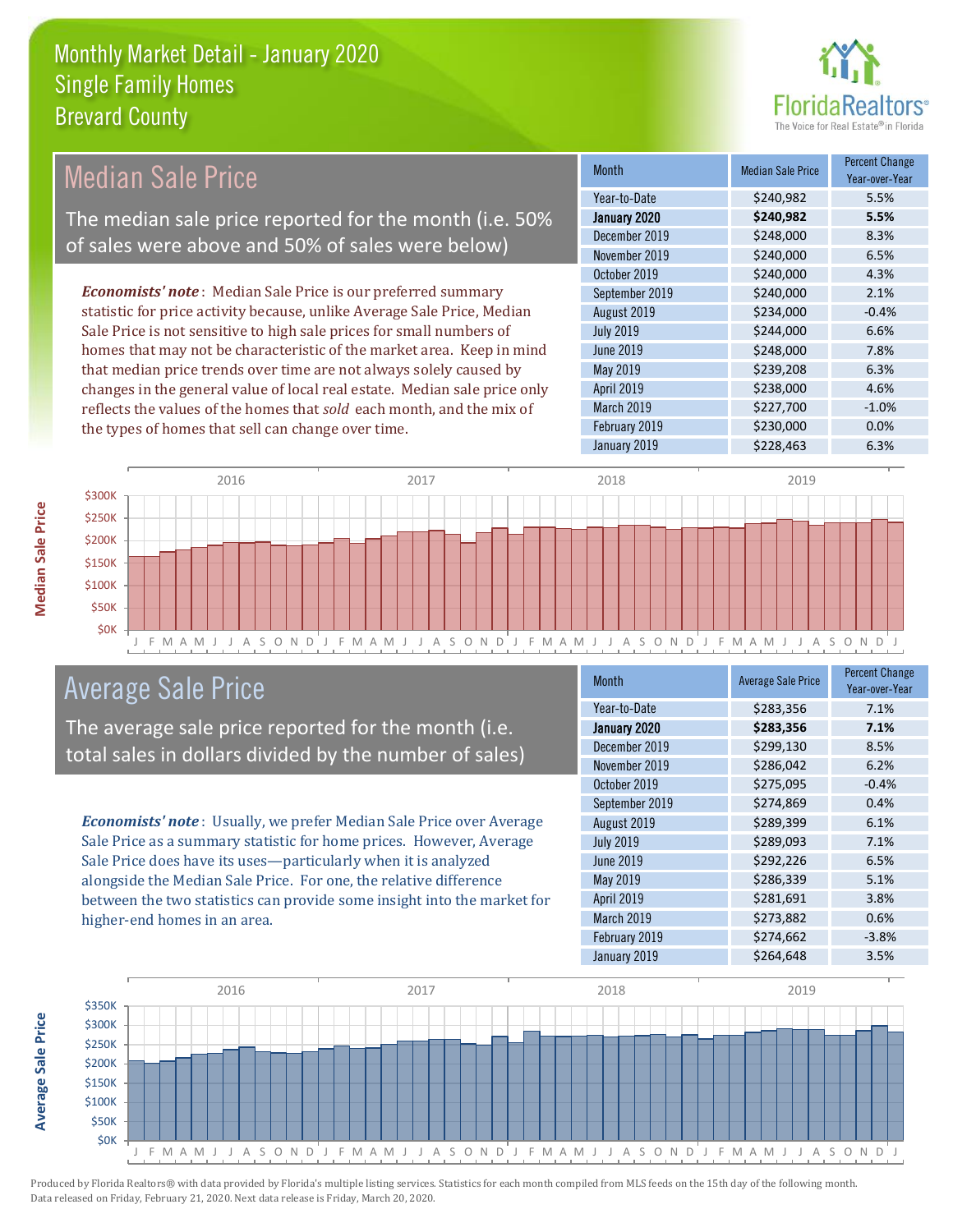# Monthly Market Detail - January 2020
## Single Family Homes
## Brevard County

## Median Sale Price

The median sale price reported for the month (i.e. 50% of sales were above and 50% of sales were below)

*Economists' note*: Median Sale Price is our preferred summary statistic for price activity because, unlike Average Sale Price, Median Sale Price is not sensitive to high sale prices for small numbers of homes that may not be characteristic of the market area. Keep in mind that median price trends over time are not always solely caused by changes in the general value of local real estate. Median sale price only reflects the values of the homes that *sold* each month, and the mix of the types of homes that sell can change over time.

| Month | Median Sale Price | Percent Change Year-over-Year |
|---|---|---|
| Year-to-Date | $240,982 | 5.5% |
| **January 2020** | **$240,982** | **5.5%** |
| December 2019 | $248,000 | 8.3% |
| November 2019 | $240,000 | 6.5% |
| October 2019 | $240,000 | 4.3% |
| September 2019 | $240,000 | 2.1% |
| August 2019 | $234,000 | -0.4% |
| July 2019 | $244,000 | 6.6% |
| June 2019 | $248,000 | 7.8% |
| May 2019 | $239,208 | 6.3% |
| April 2019 | $238,000 | 4.6% |
| March 2019 | $227,700 | -1.0% |
| February 2019 | $230,000 | 0.0% |
| January 2019 | $228,463 | 6.3% |

## Average Sale Price

The average sale price reported for the month (i.e. total sales in dollars divided by the number of sales)

*Economists' note*: Usually, we prefer Median Sale Price over Average Sale Price as a summary statistic for home prices. However, Average Sale Price does have its uses—particularly when it is analyzed alongside the Median Sale Price. For one, the relative difference between the two statistics can provide some insight into the market for higher-end homes in an area.

| Month | Average Sale Price | Percent Change Year-over-Year |
|---|---|---|
| Year-to-Date | $283,356 | 7.1% |
| **January 2020** | **$283,356** | **7.1%** |
| December 2019 | $299,130 | 8.5% |
| November 2019 | $286,042 | 6.2% |
| October 2019 | $275,095 | -0.4% |
| September 2019 | $274,869 | 0.4% |
| August 2019 | $289,399 | 6.1% |
| July 2019 | $289,093 | 7.1% |
| June 2019 | $292,226 | 6.5% |
| May 2019 | $286,339 | 5.1% |
| April 2019 | $281,691 | 3.8% |
| March 2019 | $273,882 | 0.6% |
| February 2019 | $274,662 | -3.8% |
| January 2019 | $264,648 | 3.5% |

Produced by Florida Realtors® with data provided by Florida's multiple listing services. Statistics for each month compiled from MLS feeds on the 15th day of the following month. Data released on Friday, February 21, 2020. Next data release is Friday, March 20, 2020.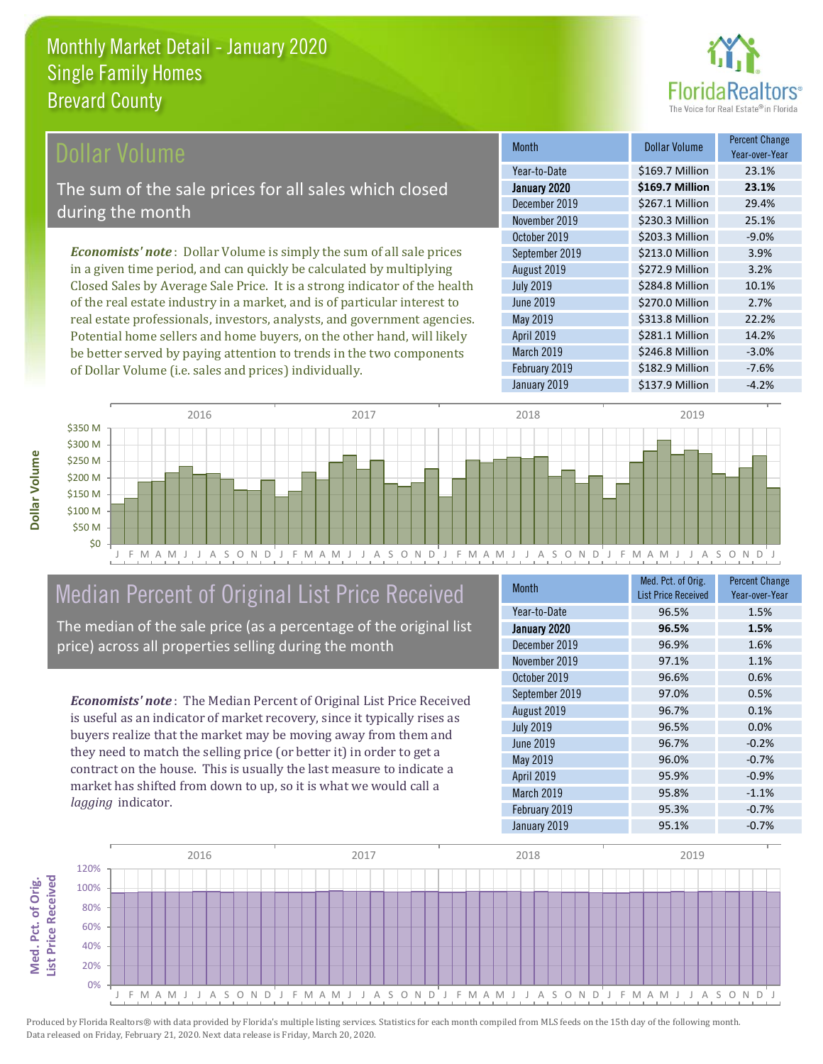# Monthly Market Detail - January 2020
## Single Family Homes
## Brevard County

## Dollar Volume

The sum of the sale prices for all sales which closed during the month

*Economists' note*: Dollar Volume is simply the sum of all sale prices in a given time period, and can quickly be calculated by multiplying Closed Sales by Average Sale Price. It is a strong indicator of the health of the real estate industry in a market, and is of particular interest to real estate professionals, investors, analysts, and government agencies. Potential home sellers and home buyers, on the other hand, will likely be better served by paying attention to trends in the two components of Dollar Volume (i.e. sales and prices) individually.

| Month | Dollar Volume | Percent Change Year-over-Year |
|---|---|---|
| Year-to-Date | $169.7 Million | 23.1% |
| **January 2020** | **$169.7 Million** | **23.1%** |
| December 2019 | $267.1 Million | 29.4% |
| November 2019 | $230.3 Million | 25.1% |
| October 2019 | $203.3 Million | -9.0% |
| September 2019 | $213.0 Million | 3.9% |
| August 2019 | $272.9 Million | 3.2% |
| July 2019 | $284.8 Million | 10.1% |
| June 2019 | $270.0 Million | 2.7% |
| May 2019 | $313.8 Million | 22.2% |
| April 2019 | $281.1 Million | 14.2% |
| March 2019 | $246.8 Million | -3.0% |
| February 2019 | $182.9 Million | -7.6% |
| January 2019 | $137.9 Million | -4.2% |

Dollar Volume

$350 M
$300 M
$250 M
$200 M
$150 M
$100 M
$50 M
$0

2016 2017 2018 2019

J F M A M J J A S O N D J F M A M J J A S O N D J F M A M J J A S O N D J F M A M J J A S O N D J

## Median Percent of Original List Price Received

The median of the sale price (as a percentage of the original list price) across all properties selling during the month

*Economists' note*: The Median Percent of Original List Price Received is useful as an indicator of market recovery, since it typically rises as buyers realize that the market may be moving away from them and they need to match the selling price (or better it) in order to get a contract on the house. This is usually the last measure to indicate a market has shifted from down to up, so it is what we would call a *lagging* indicator.

| Month | Med. Pct. of Orig. List Price Received | Percent Change Year-over-Year |
|---|---|---|
| Year-to-Date | 96.5% | 1.5% |
| **January 2020** | **96.5%** | **1.5%** |
| December 2019 | 96.9% | 1.6% |
| November 2019 | 97.1% | 1.1% |
| October 2019 | 96.6% | 0.6% |
| September 2019 | 97.0% | 0.5% |
| August 2019 | 96.7% | 0.1% |
| July 2019 | 96.5% | 0.0% |
| June 2019 | 96.7% | -0.2% |
| May 2019 | 96.0% | -0.7% |
| April 2019 | 95.9% | -0.9% |
| March 2019 | 95.8% | -1.1% |
| February 2019 | 95.3% | -0.7% |
| January 2019 | 95.1% | -0.7% |

Med. Pct. of Orig. List Price Received

120%
100%
80%
60%
40%
20%
0%

2016 2017 2018 2019

J F M A M J J A S O N D J F M A M J J A S O N D J F M A M J J A S O N D J F M A M J J A S O N D J

Produced by Florida Realtors® with data provided by Florida's multiple listing services. Statistics for each month compiled from MLS feeds on the 15th day of the following month. Data released on Friday, February 21, 2020. Next data release is Friday, March 20, 2020.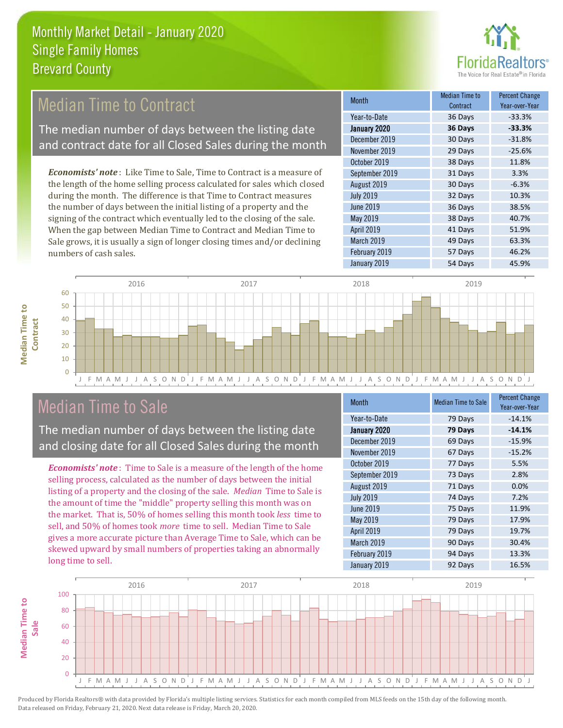# Monthly Market Detail - January 2020
## Single Family Homes
## Brevard County

FloridaRealtors®
The Voice for Real Estate® in Florida

## Median Time to Contract

The median number of days between the listing date and contract date for all Closed Sales during the month

*Economists' note*: Like Time to Sale, Time to Contract is a measure of the length of the home selling process calculated for sales which closed during the month. The difference is that Time to Contract measures the number of days between the initial listing of a property and the signing of the contract which eventually led to the closing of the sale. When the gap between Median Time to Contract and Median Time to Sale grows, it is usually a sign of longer closing times and/or declining numbers of cash sales.

| Month | Median Time to Contract | Percent Change Year-over-Year |
|---|---|---|
| Year-to-Date | 36 Days | -33.3% |
| **January 2020** | **36 Days** | **-33.3%** |
| December 2019 | 30 Days | -31.8% |
| November 2019 | 29 Days | -25.6% |
| October 2019 | 38 Days | 11.8% |
| September 2019 | 31 Days | 3.3% |
| August 2019 | 30 Days | -6.3% |
| July 2019 | 32 Days | 10.3% |
| June 2019 | 36 Days | 38.5% |
| May 2019 | 38 Days | 40.7% |
| April 2019 | 41 Days | 51.9% |
| March 2019 | 49 Days | 63.3% |
| February 2019 | 57 Days | 46.2% |
| January 2019 | 54 Days | 45.9% |

Median Time to Contract

2016 2017 2018 2019

0 10 20 30 40 50 60

J F M A M J J A S O N D J F M A M J J A S O N D J F M A M J J A S O N D J F M A M J J A S O N D J

## Median Time to Sale

The median number of days between the listing date and closing date for all Closed Sales during the month

*Economists' note*: Time to Sale is a measure of the length of the home selling process, calculated as the number of days between the initial listing of a property and the closing of the sale. *Median* Time to Sale is the amount of time the "middle" property selling this month was on the market. That is, 50% of homes selling this month took *less* time to sell, and 50% of homes took *more* time to sell. Median Time to Sale gives a more accurate picture than Average Time to Sale, which can be skewed upward by small numbers of properties taking an abnormally long time to sell.

| Month | Median Time to Sale | Percent Change Year-over-Year |
|---|---|---|
| Year-to-Date | 79 Days | -14.1% |
| **January 2020** | **79 Days** | **-14.1%** |
| December 2019 | 69 Days | -15.9% |
| November 2019 | 67 Days | -15.2% |
| October 2019 | 77 Days | 5.5% |
| September 2019 | 73 Days | 2.8% |
| August 2019 | 71 Days | 0.0% |
| July 2019 | 74 Days | 7.2% |
| June 2019 | 75 Days | 11.9% |
| May 2019 | 79 Days | 17.9% |
| April 2019 | 79 Days | 19.7% |
| March 2019 | 90 Days | 30.4% |
| February 2019 | 94 Days | 13.3% |
| January 2019 | 92 Days | 16.5% |

Median Time to Sale

2016 2017 2018 2019

0 20 40 60 80 100

J F M A M J J A S O N D J F M A M J J A S O N D J F M A M J J A S O N D J F M A M J J A S O N D J

Produced by Florida Realtors® with data provided by Florida's multiple listing services. Statistics for each month compiled from MLS feeds on the 15th day of the following month. Data released on Friday, February 21, 2020. Next data release is Friday, March 20, 2020.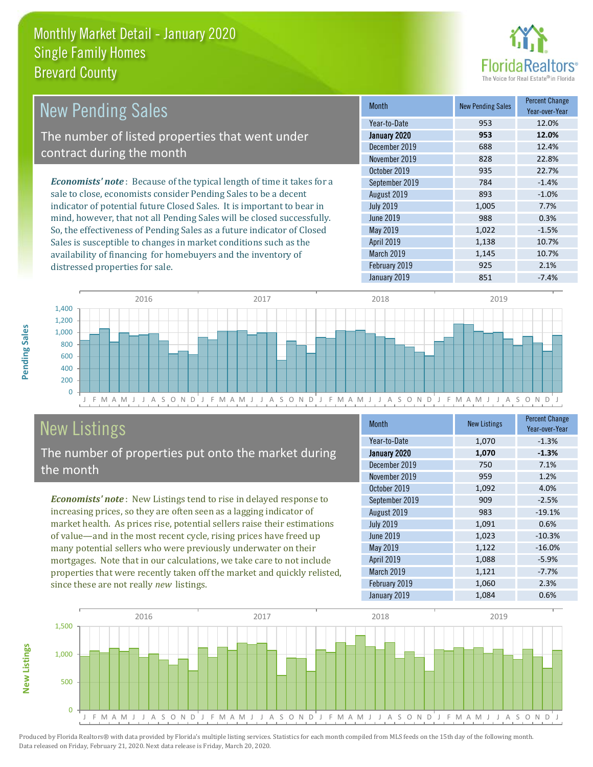# Monthly Market Detail - January 2020
## Single Family Homes
## Brevard County

## New Pending Sales

The number of listed properties that went under contract during the month

*Economists' note*: Because of the typical length of time it takes for a sale to close, economists consider Pending Sales to be a decent indicator of potential future Closed Sales. It is important to bear in mind, however, that not all Pending Sales will be closed successfully. So, the effectiveness of Pending Sales as a future indicator of Closed Sales is susceptible to changes in market conditions such as the availability of financing for homebuyers and the inventory of distressed properties for sale.

| Month | New Pending Sales | Percent Change Year-over-Year |
|---|---|---|
| Year-to-Date | 953 | 12.0% |
| **January 2020** | **953** | **12.0%** |
| December 2019 | 688 | 12.4% |
| November 2019 | 828 | 22.8% |
| October 2019 | 935 | 22.7% |
| September 2019 | 784 | -1.4% |
| August 2019 | 893 | -1.0% |
| July 2019 | 1,005 | 7.7% |
| June 2019 | 988 | 0.3% |
| May 2019 | 1,022 | -1.5% |
| April 2019 | 1,138 | 10.7% |
| March 2019 | 1,145 | 10.7% |
| February 2019 | 925 | 2.1% |
| January 2019 | 851 | -7.4% |

Pending Sales

2016 2017 2018 2019

1,400
1,200
1,000
800
600
400
200
0

J F M A M J J A S O N D J F M A M J J A S O N D J F M A M J J A S O N D J F M A M J J A S O N D J

## New Listings

The number of properties put onto the market during the month

*Economists' note*: New Listings tend to rise in delayed response to increasing prices, so they are often seen as a lagging indicator of market health. As prices rise, potential sellers raise their estimations of value—and in the most recent cycle, rising prices have freed up many potential sellers who were previously underwater on their mortgages. Note that in our calculations, we take care to not include properties that were recently taken off the market and quickly relisted, since these are not really *new* listings.

| Month | New Listings | Percent Change Year-over-Year |
|---|---|---|
| Year-to-Date | 1,070 | -1.3% |
| **January 2020** | **1,070** | **-1.3%** |
| December 2019 | 750 | 7.1% |
| November 2019 | 959 | 1.2% |
| October 2019 | 1,092 | 4.0% |
| September 2019 | 909 | -2.5% |
| August 2019 | 983 | -19.1% |
| July 2019 | 1,091 | 0.6% |
| June 2019 | 1,023 | -10.3% |
| May 2019 | 1,122 | -16.0% |
| April 2019 | 1,088 | -5.9% |
| March 2019 | 1,121 | -7.7% |
| February 2019 | 1,060 | 2.3% |
| January 2019 | 1,084 | 0.6% |

New Listings

2016 2017 2018 2019

1,500
1,000
500
0

J F M A M J J A S O N D J F M A M J J A S O N D J F M A M J J A S O N D J F M A M J J A S O N D J

Produced by Florida Realtors® with data provided by Florida's multiple listing services. Statistics for each month compiled from MLS feeds on the 15th day of the following month. Data released on Friday, February 21, 2020. Next data release is Friday, March 20, 2020.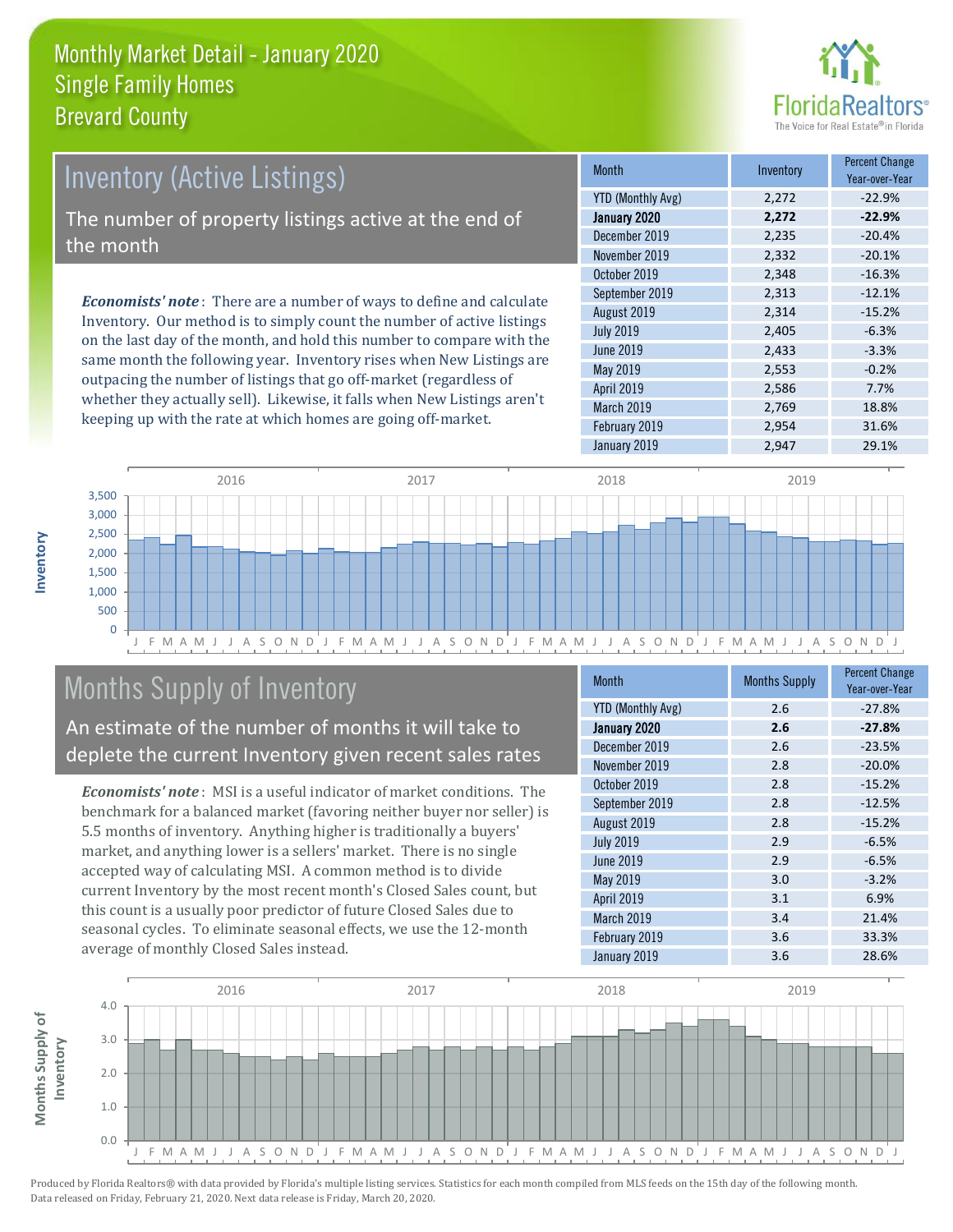# Monthly Market Detail - January 2020
## Single Family Homes
## Brevard County

FloridaRealtors®
The Voice for Real Estate® in Florida

## Inventory (Active Listings)

The number of property listings active at the end of the month

***Economists' note***: There are a number of ways to define and calculate Inventory. Our method is to simply count the number of active listings on the last day of the month, and hold this number to compare with the same month the following year. Inventory rises when New Listings are outpacing the number of listings that go off-market (regardless of whether they actually sell). Likewise, it falls when New Listings aren't keeping up with the rate at which homes are going off-market.

| Month | Inventory | Percent Change Year-over-Year |
|---|---|---|
| YTD (Monthly Avg) | 2,272 | -22.9% |
| **January 2020** | **2,272** | **-22.9%** |
| December 2019 | 2,235 | -20.4% |
| November 2019 | 2,332 | -20.1% |
| October 2019 | 2,348 | -16.3% |
| September 2019 | 2,313 | -12.1% |
| August 2019 | 2,314 | -15.2% |
| July 2019 | 2,405 | -6.3% |
| June 2019 | 2,433 | -3.3% |
| May 2019 | 2,553 | -0.2% |
| April 2019 | 2,586 | 7.7% |
| March 2019 | 2,769 | 18.8% |
| February 2019 | 2,954 | 31.6% |
| January 2019 | 2,947 | 29.1% |

Inventory

2016 2017 2018 2019

3,500
3,000
2,500
2,000
1,500
1,000
500
0

J F M A M J J A S O N D J F M A M J J A S O N D J F M A M J J A S O N D J F M A M J J A S O N D J

## Months Supply of Inventory

An estimate of the number of months it will take to deplete the current Inventory given recent sales rates

***Economists' note***: MSI is a useful indicator of market conditions. The benchmark for a balanced market (favoring neither buyer nor seller) is 5.5 months of inventory. Anything higher is traditionally a buyers' market, and anything lower is a sellers' market. There is no single accepted way of calculating MSI. A common method is to divide current Inventory by the most recent month's Closed Sales count, but this count is a usually poor predictor of future Closed Sales due to seasonal cycles. To eliminate seasonal effects, we use the 12-month average of monthly Closed Sales instead.

| Month | Months Supply | Percent Change Year-over-Year |
|---|---|---|
| YTD (Monthly Avg) | 2.6 | -27.8% |
| **January 2020** | **2.6** | **-27.8%** |
| December 2019 | 2.6 | -23.5% |
| November 2019 | 2.8 | -20.0% |
| October 2019 | 2.8 | -15.2% |
| September 2019 | 2.8 | -12.5% |
| August 2019 | 2.8 | -15.2% |
| July 2019 | 2.9 | -6.5% |
| June 2019 | 2.9 | -6.5% |
| May 2019 | 3.0 | -3.2% |
| April 2019 | 3.1 | 6.9% |
| March 2019 | 3.4 | 21.4% |
| February 2019 | 3.6 | 33.3% |
| January 2019 | 3.6 | 28.6% |

Months Supply of Inventory

2016 2017 2018 2019

4.0
3.0
2.0
1.0
0.0

J F M A M J J A S O N D J F M A M J J A S O N D J F M A M J J A S O N D J F M A M J J A S O N D J

Produced by Florida Realtors® with data provided by Florida's multiple listing services. Statistics for each month compiled from MLS feeds on the 15th day of the following month. Data released on Friday, February 21, 2020. Next data release is Friday, March 20, 2020.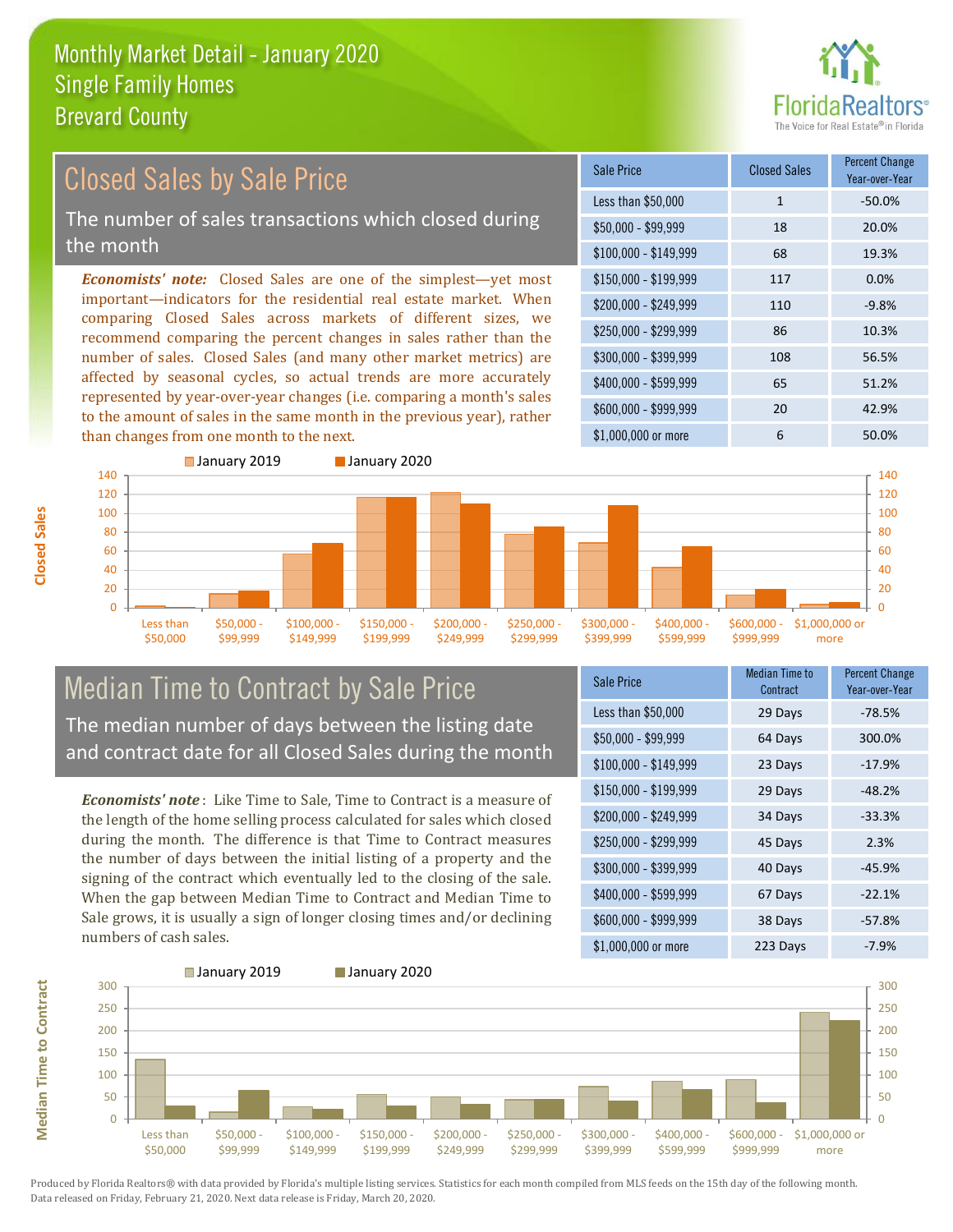# Monthly Market Detail - January 2020
## Single Family Homes
## Brevard County

FloridaRealtors®
The Voice for Real Estate® in Florida

## Closed Sales by Sale Price

The number of sales transactions which closed during the month

*Economists' note:* Closed Sales are one of the simplest—yet most important—indicators for the residential real estate market. When comparing Closed Sales across markets of different sizes, we recommend comparing the percent changes in sales rather than the number of sales. Closed Sales (and many other market metrics) are affected by seasonal cycles, so actual trends are more accurately represented by year-over-year changes (i.e. comparing a month's sales to the amount of sales in the same month in the previous year), rather than changes from one month to the next.

| Sale Price | Closed Sales | Percent Change Year-over-Year |
|---|---|---|
| Less than $50,000 | 1 | -50.0% |
| $50,000 - $99,999 | 18 | 20.0% |
| $100,000 - $149,999 | 68 | 19.3% |
| $150,000 - $199,999 | 117 | 0.0% |
| $200,000 - $249,999 | 110 | -9.8% |
| $250,000 - $299,999 | 86 | 10.3% |
| $300,000 - $399,999 | 108 | 56.5% |
| $400,000 - $599,999 | 65 | 51.2% |
| $600,000 - $999,999 | 20 | 42.9% |
| $1,000,000 or more | 6 | 50.0% |

January 2019 January 2020

Closed Sales

0 20 40 60 80 100 120 140

Less than $50,000 | $50,000 - $99,999 | $100,000 - $149,999 | $150,000 - $199,999 | $200,000 - $249,999 | $250,000 - $299,999 | $300,000 - $399,999 | $400,000 - $599,999 | $600,000 - $999,999 | $1,000,000 or more

## Median Time to Contract by Sale Price

The median number of days between the listing date and contract date for all Closed Sales during the month

*Economists' note*: Like Time to Sale, Time to Contract is a measure of the length of the home selling process calculated for sales which closed during the month. The difference is that Time to Contract measures the number of days between the initial listing of a property and the signing of the contract which eventually led to the closing of the sale. When the gap between Median Time to Contract and Median Time to Sale grows, it is usually a sign of longer closing times and/or declining numbers of cash sales.

| Sale Price | Median Time to Contract | Percent Change Year-over-Year |
|---|---|---|
| Less than $50,000 | 29 Days | -78.5% |
| $50,000 - $99,999 | 64 Days | 300.0% |
| $100,000 - $149,999 | 23 Days | -17.9% |
| $150,000 - $199,999 | 29 Days | -48.2% |
| $200,000 - $249,999 | 34 Days | -33.3% |
| $250,000 - $299,999 | 45 Days | 2.3% |
| $300,000 - $399,999 | 40 Days | -45.9% |
| $400,000 - $599,999 | 67 Days | -22.1% |
| $600,000 - $999,999 | 38 Days | -57.8% |
| $1,000,000 or more | 223 Days | -7.9% |

January 2019 January 2020

Median Time to Contract

0 50 100 150 200 250 300

Less than $50,000 | $50,000 - $99,999 | $100,000 - $149,999 | $150,000 - $199,999 | $200,000 - $249,999 | $250,000 - $299,999 | $300,000 - $399,999 | $400,000 - $599,999 | $600,000 - $999,999 | $1,000,000 or more

Produced by Florida Realtors® with data provided by Florida's multiple listing services. Statistics for each month compiled from MLS feeds on the 15th day of the following month. Data released on Friday, February 21, 2020. Next data release is Friday, March 20, 2020.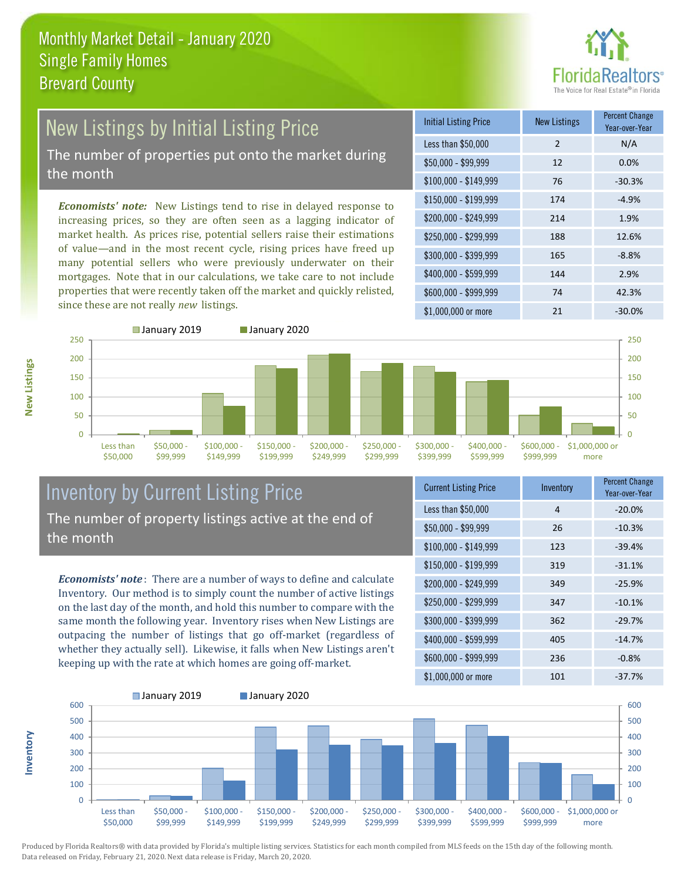# Monthly Market Detail - January 2020
## Single Family Homes
## Brevard County

FloridaRealtors®
The Voice for Real Estate® in Florida

## New Listings by Initial Listing Price

The number of properties put onto the market during the month

***Economists' note:*** New Listings tend to rise in delayed response to increasing prices, so they are often seen as a lagging indicator of market health. As prices rise, potential sellers raise their estimations of value—and in the most recent cycle, rising prices have freed up many potential sellers who were previously underwater on their mortgages. Note that in our calculations, we take care to not include properties that were recently taken off the market and quickly relisted, since these are not really *new* listings.

| Initial Listing Price | New Listings | Percent Change Year-over-Year |
|---|---|---|
| Less than $50,000 | 2 | N/A |
| $50,000 - $99,999 | 12 | 0.0% |
| $100,000 - $149,999 | 76 | -30.3% |
| $150,000 - $199,999 | 174 | -4.9% |
| $200,000 - $249,999 | 214 | 1.9% |
| $250,000 - $299,999 | 188 | 12.6% |
| $300,000 - $399,999 | 165 | -8.8% |
| $400,000 - $599,999 | 144 | 2.9% |
| $600,000 - $999,999 | 74 | 42.3% |
| $1,000,000 or more | 21 | -30.0% |

January 2019
January 2020

New Listings

0
50
100
150
200
250

Less than $50,000
$50,000 - $99,999
$100,000 - $149,999
$150,000 - $199,999
$200,000 - $249,999
$250,000 - $299,999
$300,000 - $399,999
$400,000 - $599,999
$600,000 - $999,999
$1,000,000 or more

## Inventory by Current Listing Price

The number of property listings active at the end of the month

***Economists' note***: There are a number of ways to define and calculate Inventory. Our method is to simply count the number of active listings on the last day of the month, and hold this number to compare with the same month the following year. Inventory rises when New Listings are outpacing the number of listings that go off-market (regardless of whether they actually sell). Likewise, it falls when New Listings aren't keeping up with the rate at which homes are going off-market.

| Current Listing Price | Inventory | Percent Change Year-over-Year |
|---|---|---|
| Less than $50,000 | 4 | -20.0% |
| $50,000 - $99,999 | 26 | -10.3% |
| $100,000 - $149,999 | 123 | -39.4% |
| $150,000 - $199,999 | 319 | -31.1% |
| $200,000 - $249,999 | 349 | -25.9% |
| $250,000 - $299,999 | 347 | -10.1% |
| $300,000 - $399,999 | 362 | -29.7% |
| $400,000 - $599,999 | 405 | -14.7% |
| $600,000 - $999,999 | 236 | -0.8% |
| $1,000,000 or more | 101 | -37.7% |

January 2019
January 2020

Inventory

0
100
200
300
400
500
600

Less than $50,000
$50,000 - $99,999
$100,000 - $149,999
$150,000 - $199,999
$200,000 - $249,999
$250,000 - $299,999
$300,000 - $399,999
$400,000 - $599,999
$600,000 - $999,999
$1,000,000 or more

Produced by Florida Realtors® with data provided by Florida's multiple listing services. Statistics for each month compiled from MLS feeds on the 15th day of the following month. Data released on Friday, February 21, 2020. Next data release is Friday, March 20, 2020.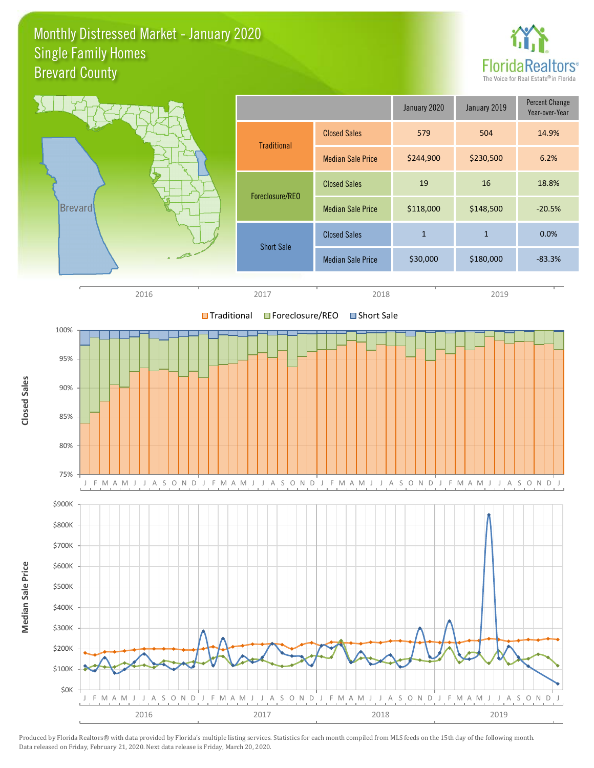# Monthly Distressed Market - January 2020
## Single Family Homes
## Brevard County

FloridaRealtors®
The Voice for Real Estate® in Florida

Brevard

| | | January 2020 | January 2019 | Percent Change Year-over-Year |
|---|---|---|---|---|
| Traditional | Closed Sales | 579 | 504 | 14.9% |
| | Median Sale Price | $244,900 | $230,500 | 6.2% |
| Foreclosure/REO | Closed Sales | 19 | 16 | 18.8% |
| | Median Sale Price | $118,000 | $148,500 | -20.5% |
| Short Sale | Closed Sales | 1 | 1 | 0.0% |
| | Median Sale Price | $30,000 | $180,000 | -83.3% |

2016 2017 2018 2019

Traditional Foreclosure/REO Short Sale

Closed Sales

100% 95% 90% 85% 80% 75%

J F M A M J J A S O N D J F M A M J J A S O N D J F M A M J J A S O N D J F M A M J J A S O N D J

Median Sale Price

$900K $800K $700K $600K $500K $400K $300K $200K $100K $0K

J F M A M J J A S O N D J F M A M J J A S O N D J F M A M J J A S O N D J F M A M J J A S O N D J

2016 2017 2018 2019

Produced by Florida Realtors® with data provided by Florida's multiple listing services. Statistics for each month compiled from MLS feeds on the 15th day of the following month. Data released on Friday, February 21, 2020. Next data release is Friday, March 20, 2020.